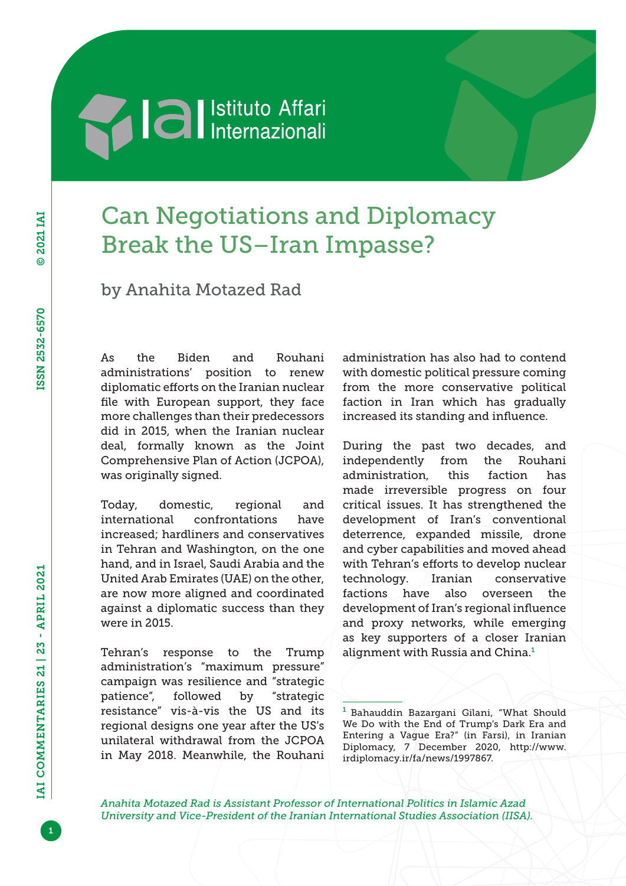# Can Negotiations and Diplomacy Break the US–Iran Impasse?

by Anahita Motazed Rad

As the Biden and Rouhani administrations' position to renew diplomatic efforts on the Iranian nuclear file with European support, they face more challenges than their predecessors did in 2015, when the Iranian nuclear deal, formally known as the Joint Comprehensive Plan of Action (JCPOA), was originally signed.

Today, domestic, regional and international confrontations have increased; hardliners and conservatives in Tehran and Washington, on the one hand, and in Israel, Saudi Arabia and the United Arab Emirates (UAE) on the other, are now more aligned and coordinated against a diplomatic success than they were in 2015.

Tehran's response to the Trump administration's "maximum pressure" campaign was resilience and "strategic patience", followed by "strategic resistance" vis-à-vis the US and its regional designs one year after the US's unilateral withdrawal from the JCPOA in May 2018. Meanwhile, the Rouhani administration has also had to contend with domestic political pressure coming from the more conservative political faction in Iran which has gradually increased its standing and influence.

During the past two decades, and independently from the Rouhani administration, this faction has made irreversible progress on four critical issues. It has strengthened the development of Iran's conventional deterrence, expanded missile, drone and cyber capabilities and moved ahead with Tehran's efforts to develop nuclear technology. Iranian conservative factions have also overseen the development of Iran's regional influence and proxy networks, while emerging as key supporters of a closer Iranian alignment with Russia and China.[1]

[1] Bahauddin Bazargani Gilani, "What Should We Do with the End of Trump's Dark Era and Entering a Vague Era?" (in Farsi), in Iranian Diplomacy, 7 December 2020, http://www.irdiplomacy.ir/fa/news/1997867.

*Anahita Motazed Rad is Assistant Professor of International Politics in Islamic Azad University and Vice-President of the Iranian International Studies Association (IISA).*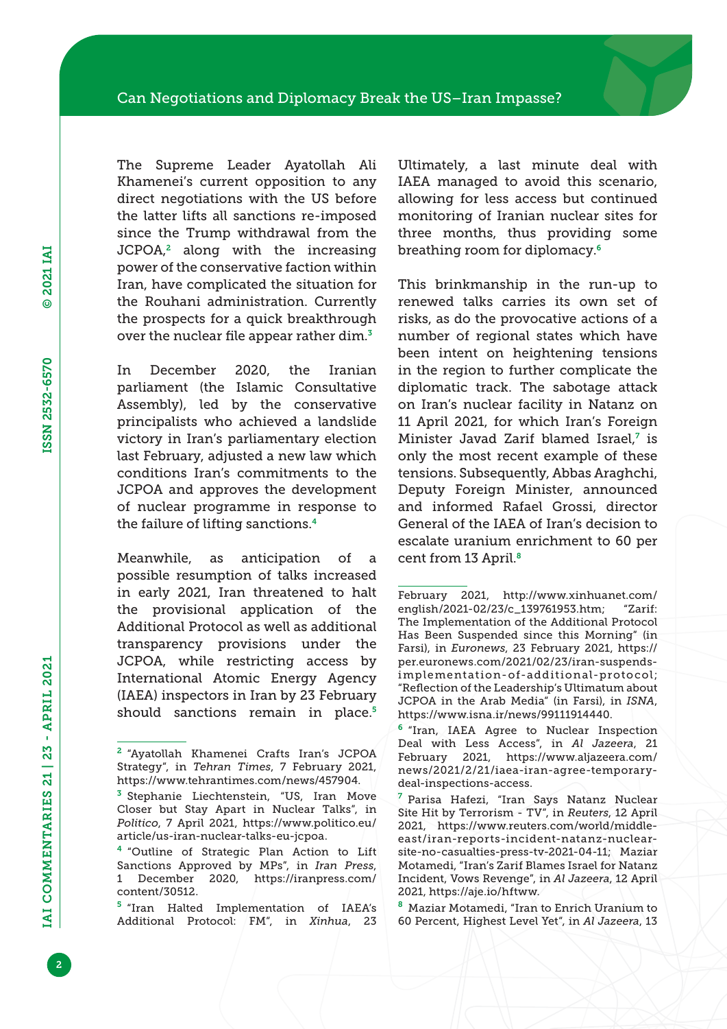The Supreme Leader Ayatollah Ali Khamenei's current opposition to any direct negotiations with the US before the latter lifts all sanctions re-imposed since the Trump withdrawal from the JCPOA,[2] along with the increasing power of the conservative faction within Iran, have complicated the situation for the Rouhani administration. Currently the prospects for a quick breakthrough over the nuclear file appear rather dim.[3]

In December 2020, the Iranian parliament (the Islamic Consultative Assembly), led by the conservative principalists who achieved a landslide victory in Iran's parliamentary election last February, adjusted a new law which conditions Iran's commitments to the JCPOA and approves the development of nuclear programme in response to the failure of lifting sanctions.[4]

Meanwhile, as anticipation of a possible resumption of talks increased in early 2021, Iran threatened to halt the provisional application of the Additional Protocol as well as additional transparency provisions under the JCPOA, while restricting access by International Atomic Energy Agency (IAEA) inspectors in Iran by 23 February should sanctions remain in place.[5] Ultimately, a last minute deal with IAEA managed to avoid this scenario, allowing for less access but continued monitoring of Iranian nuclear sites for three months, thus providing some breathing room for diplomacy.[6]

This brinkmanship in the run-up to renewed talks carries its own set of risks, as do the provocative actions of a number of regional states which have been intent on heightening tensions in the region to further complicate the diplomatic track. The sabotage attack on Iran's nuclear facility in Natanz on 11 April 2021, for which Iran's Foreign Minister Javad Zarif blamed Israel,[7] is only the most recent example of these tensions. Subsequently, Abbas Araghchi, Deputy Foreign Minister, announced and informed Rafael Grossi, director General of the IAEA of Iran's decision to escalate uranium enrichment to 60 per cent from 13 April.[8]

---

[2] "Ayatollah Khamenei Crafts Iran's JCPOA Strategy", in *Tehran Times*, 7 February 2021, https://www.tehrantimes.com/news/457904.

[3] Stephanie Liechtenstein, "US, Iran Move Closer but Stay Apart in Nuclear Talks", in *Politico*, 7 April 2021, https://www.politico.eu/article/us-iran-nuclear-talks-eu-jcpoa.

[4] "Outline of Strategic Plan Action to Lift Sanctions Approved by MPs", in *Iran Press*, 1 December 2020, https://iranpress.com/content/30512.

[5] "Iran Halted Implementation of IAEA's Additional Protocol: FM", in *Xinhua*, 23 February 2021, http://www.xinhuanet.com/english/2021-02/23/c_139761953.htm; "Zarif: The Implementation of the Additional Protocol Has Been Suspended since this Morning" (in Farsi), in *Euronews*, 23 February 2021, https://per.euronews.com/2021/02/23/iran-suspends-implementation-of-additional-protocol; "Reflection of the Leadership's Ultimatum about JCPOA in the Arab Media" (in Farsi), in *ISNA*, https://www.isna.ir/news/99111914440.

[6] "Iran, IAEA Agree to Nuclear Inspection Deal with Less Access", in *Al Jazeera*, 21 February 2021, https://www.aljazeera.com/news/2021/2/21/iaea-iran-agree-temporary-deal-inspections-access.

[7] Parisa Hafezi, "Iran Says Natanz Nuclear Site Hit by Terrorism - TV", in *Reuters*, 12 April 2021, https://www.reuters.com/world/middle-east/iran-reports-incident-natanz-nuclear-site-no-casualties-press-tv-2021-04-11; Maziar Motamedi, "Iran's Zarif Blames Israel for Natanz Incident, Vows Revenge", in *Al Jazeera*, 12 April 2021, https://aje.io/hftww.

[8] Maziar Motamedi, "Iran to Enrich Uranium to 60 Percent, Highest Level Yet", in *Al Jazeera*, 13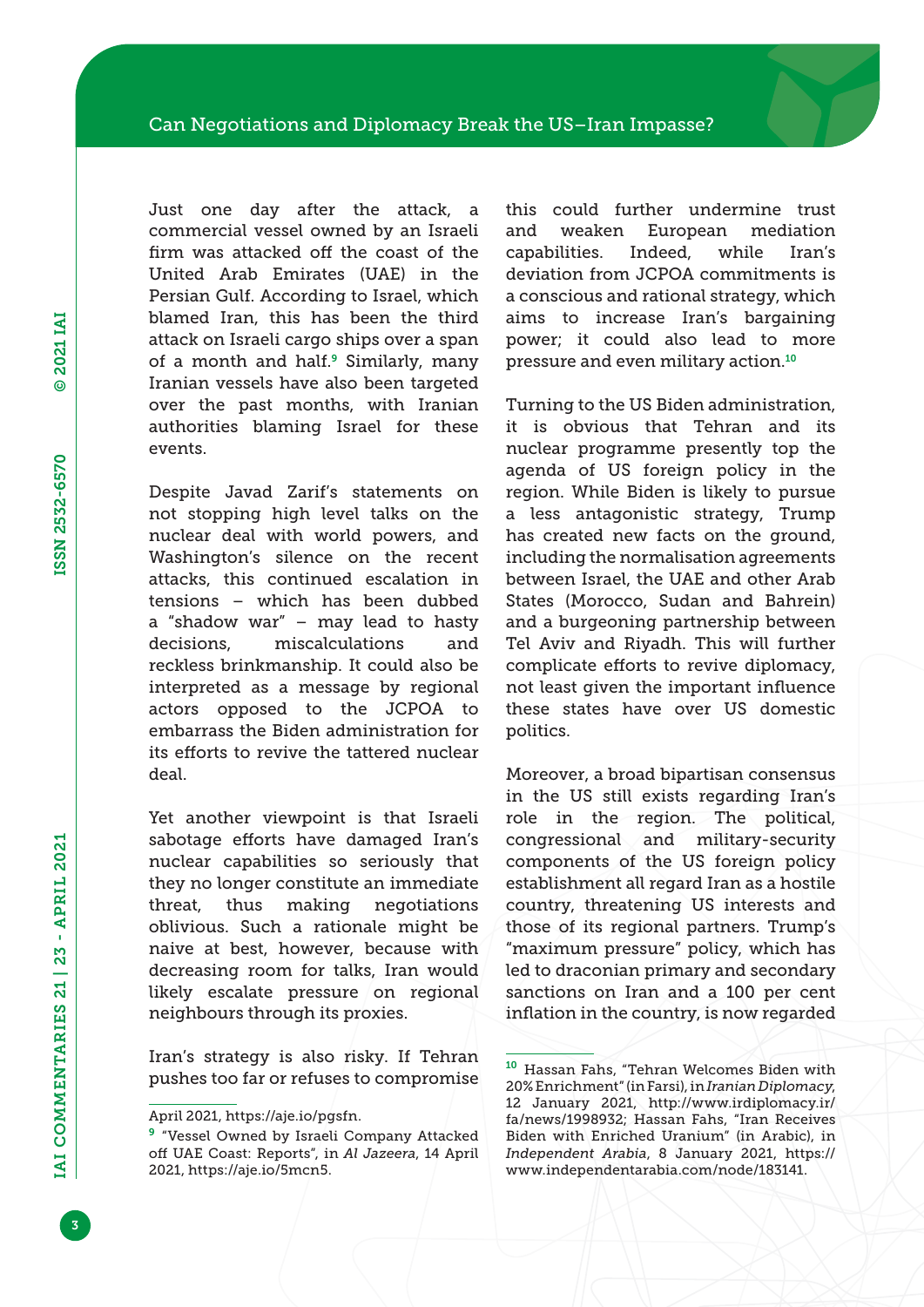Just one day after the attack, a commercial vessel owned by an Israeli firm was attacked off the coast of the United Arab Emirates (UAE) in the Persian Gulf. According to Israel, which blamed Iran, this has been the third attack on Israeli cargo ships over a span of a month and half.[9] Similarly, many Iranian vessels have also been targeted over the past months, with Iranian authorities blaming Israel for these events.

Despite Javad Zarif's statements on not stopping high level talks on the nuclear deal with world powers, and Washington's silence on the recent attacks, this continued escalation in tensions – which has been dubbed a "shadow war" – may lead to hasty decisions, miscalculations and reckless brinkmanship. It could also be interpreted as a message by regional actors opposed to the JCPOA to embarrass the Biden administration for its efforts to revive the tattered nuclear deal.

Yet another viewpoint is that Israeli sabotage efforts have damaged Iran's nuclear capabilities so seriously that they no longer constitute an immediate threat, thus making negotiations oblivious. Such a rationale might be naive at best, however, because with decreasing room for talks, Iran would likely escalate pressure on regional neighbours through its proxies.

Iran's strategy is also risky. If Tehran pushes too far or refuses to compromise this could further undermine trust and weaken European mediation capabilities. Indeed, while Iran's deviation from JCPOA commitments is a conscious and rational strategy, which aims to increase Iran's bargaining power; it could also lead to more pressure and even military action.[10]

Turning to the US Biden administration, it is obvious that Tehran and its nuclear programme presently top the agenda of US foreign policy in the region. While Biden is likely to pursue a less antagonistic strategy, Trump has created new facts on the ground, including the normalisation agreements between Israel, the UAE and other Arab States (Morocco, Sudan and Bahrein) and a burgeoning partnership between Tel Aviv and Riyadh. This will further complicate efforts to revive diplomacy, not least given the important influence these states have over US domestic politics.

Moreover, a broad bipartisan consensus in the US still exists regarding Iran's role in the region. The political, congressional and military-security components of the US foreign policy establishment all regard Iran as a hostile country, threatening US interests and those of its regional partners. Trump's "maximum pressure" policy, which has led to draconian primary and secondary sanctions on Iran and a 100 per cent inflation in the country, is now regarded

---

April 2021, https://aje.io/pgsfn.

[9] "Vessel Owned by Israeli Company Attacked off UAE Coast: Reports", in *Al Jazeera*, 14 April 2021, https://aje.io/5mcn5.

[10] Hassan Fahs, "Tehran Welcomes Biden with 20% Enrichment" (in Farsi), in *Iranian Diplomacy*, 12 January 2021, http://www.irdiplomacy.ir/fa/news/1998932; Hassan Fahs, "Iran Receives Biden with Enriched Uranium" (in Arabic), in *Independent Arabia*, 8 January 2021, https://www.independentarabia.com/node/183141.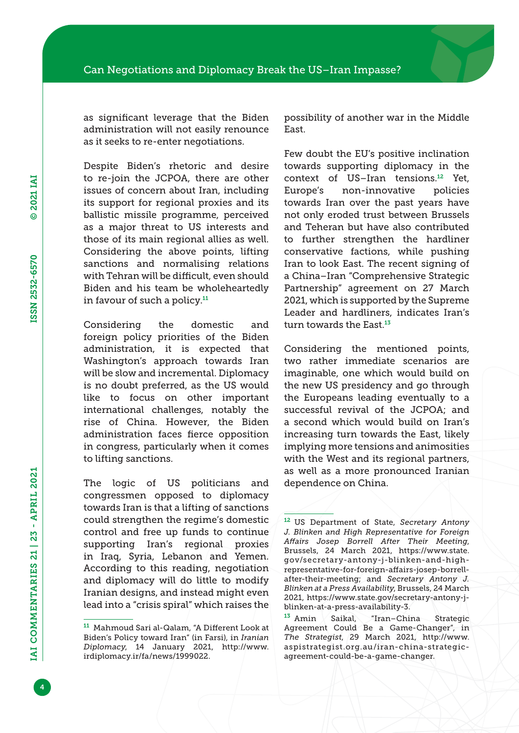as significant leverage that the Biden administration will not easily renounce as it seeks to re-enter negotiations.

Despite Biden's rhetoric and desire to re-join the JCPOA, there are other issues of concern about Iran, including its support for regional proxies and its ballistic missile programme, perceived as a major threat to US interests and those of its main regional allies as well. Considering the above points, lifting sanctions and normalising relations with Tehran will be difficult, even should Biden and his team be wholeheartedly in favour of such a policy.[11]

Considering the domestic and foreign policy priorities of the Biden administration, it is expected that Washington's approach towards Iran will be slow and incremental. Diplomacy is no doubt preferred, as the US would like to focus on other important international challenges, notably the rise of China. However, the Biden administration faces fierce opposition in congress, particularly when it comes to lifting sanctions.

The logic of US politicians and congressmen opposed to diplomacy towards Iran is that a lifting of sanctions could strengthen the regime's domestic control and free up funds to continue supporting Iran's regional proxies in Iraq, Syria, Lebanon and Yemen. According to this reading, negotiation and diplomacy will do little to modify Iranian designs, and instead might even lead into a "crisis spiral" which raises the possibility of another war in the Middle East.

Few doubt the EU's positive inclination towards supporting diplomacy in the context of US–Iran tensions.[12] Yet, Europe's non-innovative policies towards Iran over the past years have not only eroded trust between Brussels and Teheran but have also contributed to further strengthen the hardliner conservative factions, while pushing Iran to look East. The recent signing of a China–Iran "Comprehensive Strategic Partnership" agreement on 27 March 2021, which is supported by the Supreme Leader and hardliners, indicates Iran's turn towards the East.[13]

Considering the mentioned points, two rather immediate scenarios are imaginable, one which would build on the new US presidency and go through the Europeans leading eventually to a successful revival of the JCPOA; and a second which would build on Iran's increasing turn towards the East, likely implying more tensions and animosities with the West and its regional partners, as well as a more pronounced Iranian dependence on China.

---

[11] Mahmoud Sari al-Qalam, "A Different Look at Biden's Policy toward Iran" (in Farsi), in *Iranian Diplomacy*, 14 January 2021, http://www.irdiplomacy.ir/fa/news/1999022.

[12] US Department of State, *Secretary Antony J. Blinken and High Representative for Foreign Affairs Josep Borrell After Their Meeting*, Brussels, 24 March 2021, https://www.state.gov/secretary-antony-j-blinken-and-high-representative-for-foreign-affairs-josep-borrell-after-their-meeting; and *Secretary Antony J. Blinken at a Press Availability*, Brussels, 24 March 2021, https://www.state.gov/secretary-antony-j-blinken-at-a-press-availability-3.

[13] Amin Saikal, "Iran–China Strategic Agreement Could Be a Game-Changer", in *The Strategist*, 29 March 2021, http://www.aspistrategist.org.au/iran-china-strategic-agreement-could-be-a-game-changer.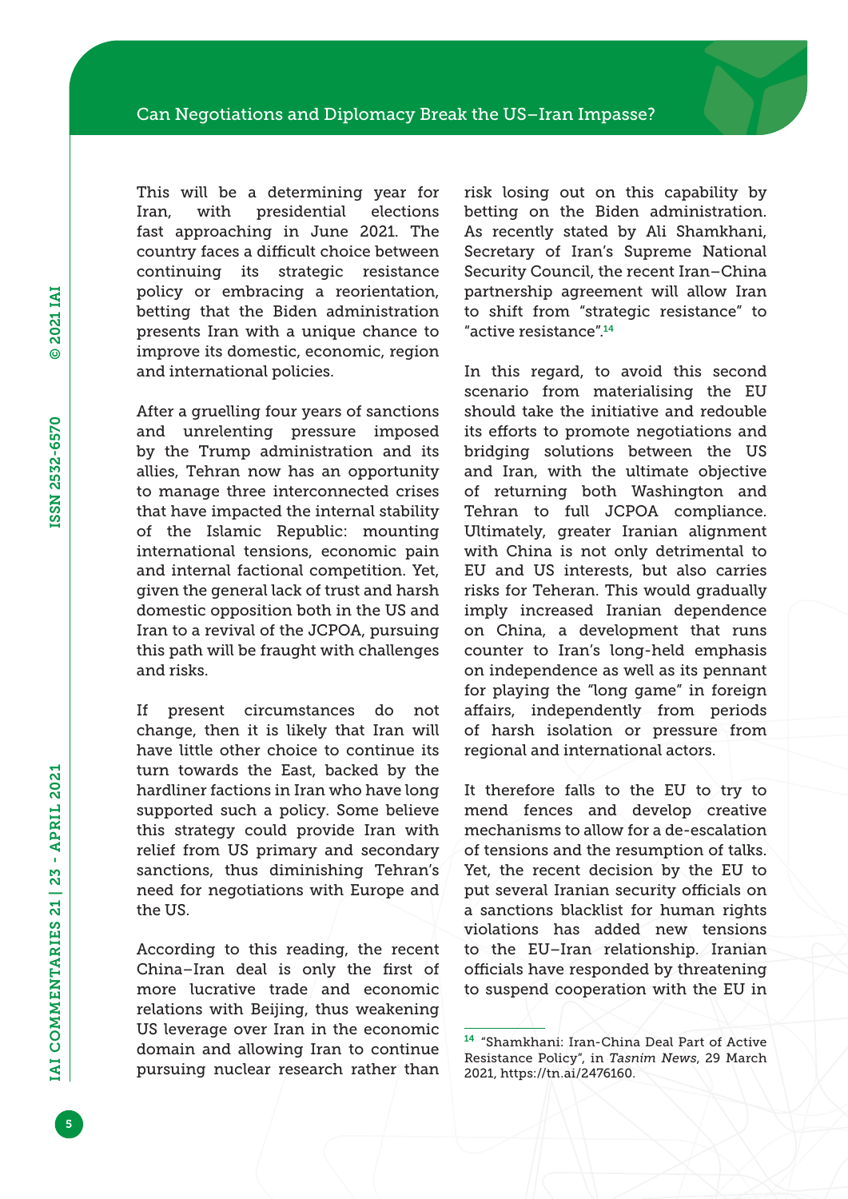This will be a determining year for Iran, with presidential elections fast approaching in June 2021. The country faces a difficult choice between continuing its strategic resistance policy or embracing a reorientation, betting that the Biden administration presents Iran with a unique chance to improve its domestic, economic, region and international policies.

After a gruelling four years of sanctions and unrelenting pressure imposed by the Trump administration and its allies, Tehran now has an opportunity to manage three interconnected crises that have impacted the internal stability of the Islamic Republic: mounting international tensions, economic pain and internal factional competition. Yet, given the general lack of trust and harsh domestic opposition both in the US and Iran to a revival of the JCPOA, pursuing this path will be fraught with challenges and risks.

If present circumstances do not change, then it is likely that Iran will have little other choice to continue its turn towards the East, backed by the hardliner factions in Iran who have long supported such a policy. Some believe this strategy could provide Iran with relief from US primary and secondary sanctions, thus diminishing Tehran's need for negotiations with Europe and the US.

According to this reading, the recent China–Iran deal is only the first of more lucrative trade and economic relations with Beijing, thus weakening US leverage over Iran in the economic domain and allowing Iran to continue pursuing nuclear research rather than risk losing out on this capability by betting on the Biden administration. As recently stated by Ali Shamkhani, Secretary of Iran's Supreme National Security Council, the recent Iran–China partnership agreement will allow Iran to shift from "strategic resistance" to "active resistance".[14]

In this regard, to avoid this second scenario from materialising the EU should take the initiative and redouble its efforts to promote negotiations and bridging solutions between the US and Iran, with the ultimate objective of returning both Washington and Tehran to full JCPOA compliance. Ultimately, greater Iranian alignment with China is not only detrimental to EU and US interests, but also carries risks for Teheran. This would gradually imply increased Iranian dependence on China, a development that runs counter to Iran's long-held emphasis on independence as well as its pennant for playing the "long game" in foreign affairs, independently from periods of harsh isolation or pressure from regional and international actors.

It therefore falls to the EU to try to mend fences and develop creative mechanisms to allow for a de-escalation of tensions and the resumption of talks. Yet, the recent decision by the EU to put several Iranian security officials on a sanctions blacklist for human rights violations has added new tensions to the EU–Iran relationship. Iranian officials have responded by threatening to suspend cooperation with the EU in

[14] "Shamkhani: Iran-China Deal Part of Active Resistance Policy", in *Tasnim News*, 29 March 2021, https://tn.ai/2476160.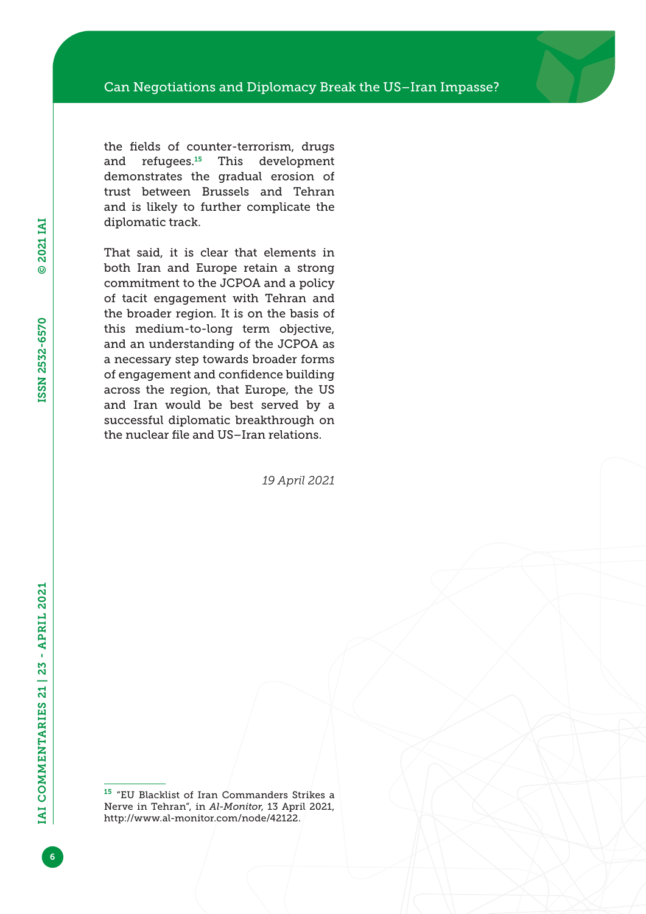the fields of counter-terrorism, drugs and refugees.[15] This development demonstrates the gradual erosion of trust between Brussels and Tehran and is likely to further complicate the diplomatic track.

That said, it is clear that elements in both Iran and Europe retain a strong commitment to the JCPOA and a policy of tacit engagement with Tehran and the broader region. It is on the basis of this medium-to-long term objective, and an understanding of the JCPOA as a necessary step towards broader forms of engagement and confidence building across the region, that Europe, the US and Iran would be best served by a successful diplomatic breakthrough on the nuclear file and US–Iran relations.

*19 April 2021*

---

[15] "EU Blacklist of Iran Commanders Strikes a Nerve in Tehran", in *Al-Monitor*, 13 April 2021, http://www.al-monitor.com/node/42122.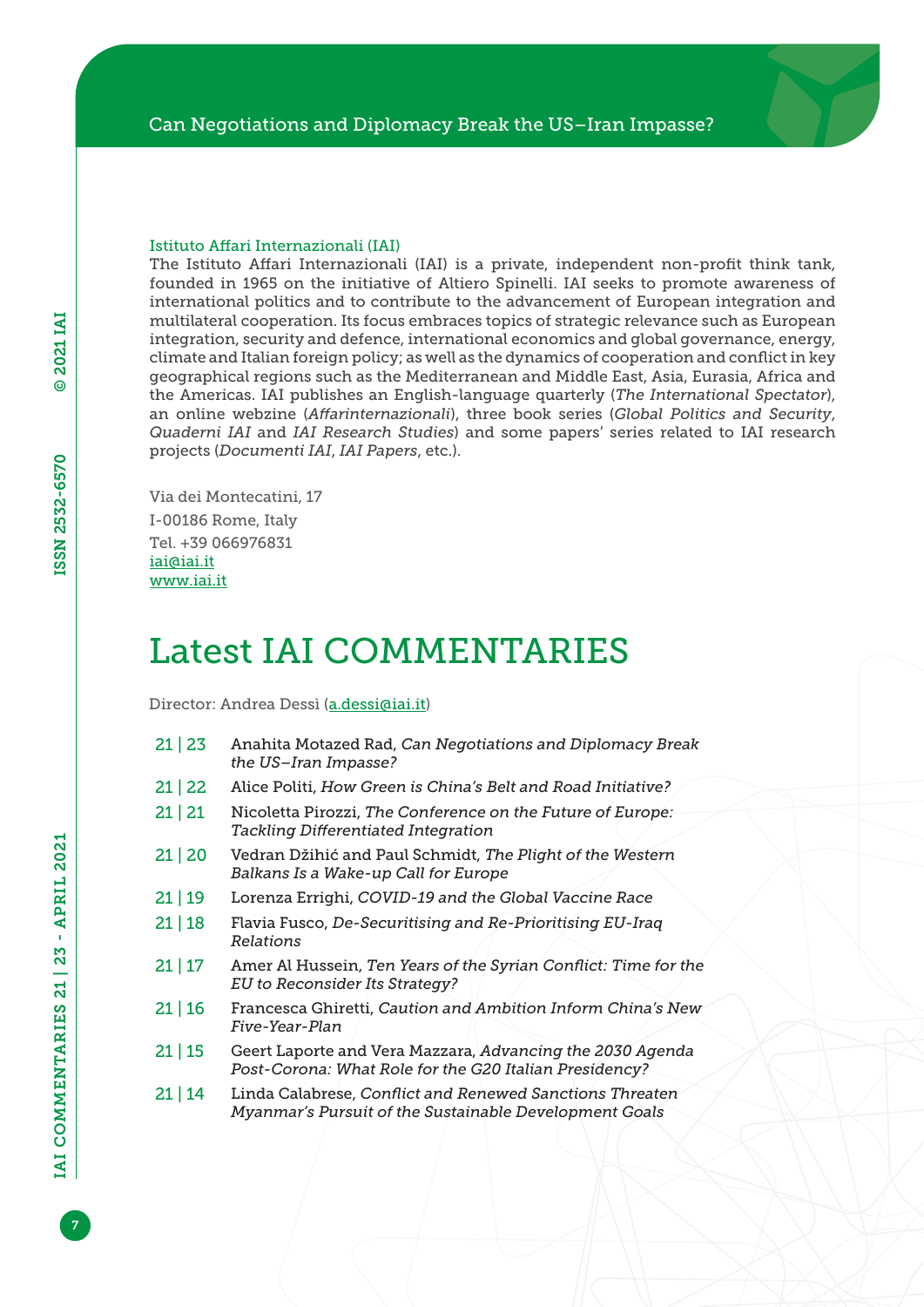Istituto Affari Internazionali (IAI)

The Istituto Affari Internazionali (IAI) is a private, independent non-profit think tank, founded in 1965 on the initiative of Altiero Spinelli. IAI seeks to promote awareness of international politics and to contribute to the advancement of European integration and multilateral cooperation. Its focus embraces topics of strategic relevance such as European integration, security and defence, international economics and global governance, energy, climate and Italian foreign policy; as well as the dynamics of cooperation and conflict in key geographical regions such as the Mediterranean and Middle East, Asia, Eurasia, Africa and the Americas. IAI publishes an English-language quarterly (*The International Spectator*), an online webzine (*Affarinternazionali*), three book series (*Global Politics and Security*, *Quaderni IAI* and *IAI Research Studies*) and some papers' series related to IAI research projects (*Documenti IAI*, *IAI Papers*, etc.).

Via dei Montecatini, 17
I-00186 Rome, Italy
Tel. +39 066976831
iai@iai.it
www.iai.it

# Latest IAI COMMENTARIES

Director: Andrea Dessì (a.dessi@iai.it)

| | |
|---|---|
| 21 \| 23 | Anahita Motazed Rad, *Can Negotiations and Diplomacy Break the US–Iran Impasse?* |
| 21 \| 22 | Alice Politi, *How Green is China's Belt and Road Initiative?* |
| 21 \| 21 | Nicoletta Pirozzi, *The Conference on the Future of Europe: Tackling Differentiated Integration* |
| 21 \| 20 | Vedran Džihić and Paul Schmidt, *The Plight of the Western Balkans Is a Wake-up Call for Europe* |
| 21 \| 19 | Lorenza Errighi, *COVID-19 and the Global Vaccine Race* |
| 21 \| 18 | Flavia Fusco, *De-Securitising and Re-Prioritising EU-Iraq Relations* |
| 21 \| 17 | Amer Al Hussein, *Ten Years of the Syrian Conflict: Time for the EU to Reconsider Its Strategy?* |
| 21 \| 16 | Francesca Ghiretti, *Caution and Ambition Inform China's New Five-Year-Plan* |
| 21 \| 15 | Geert Laporte and Vera Mazzara, *Advancing the 2030 Agenda Post-Corona: What Role for the G20 Italian Presidency?* |
| 21 \| 14 | Linda Calabrese, *Conflict and Renewed Sanctions Threaten Myanmar's Pursuit of the Sustainable Development Goals* |